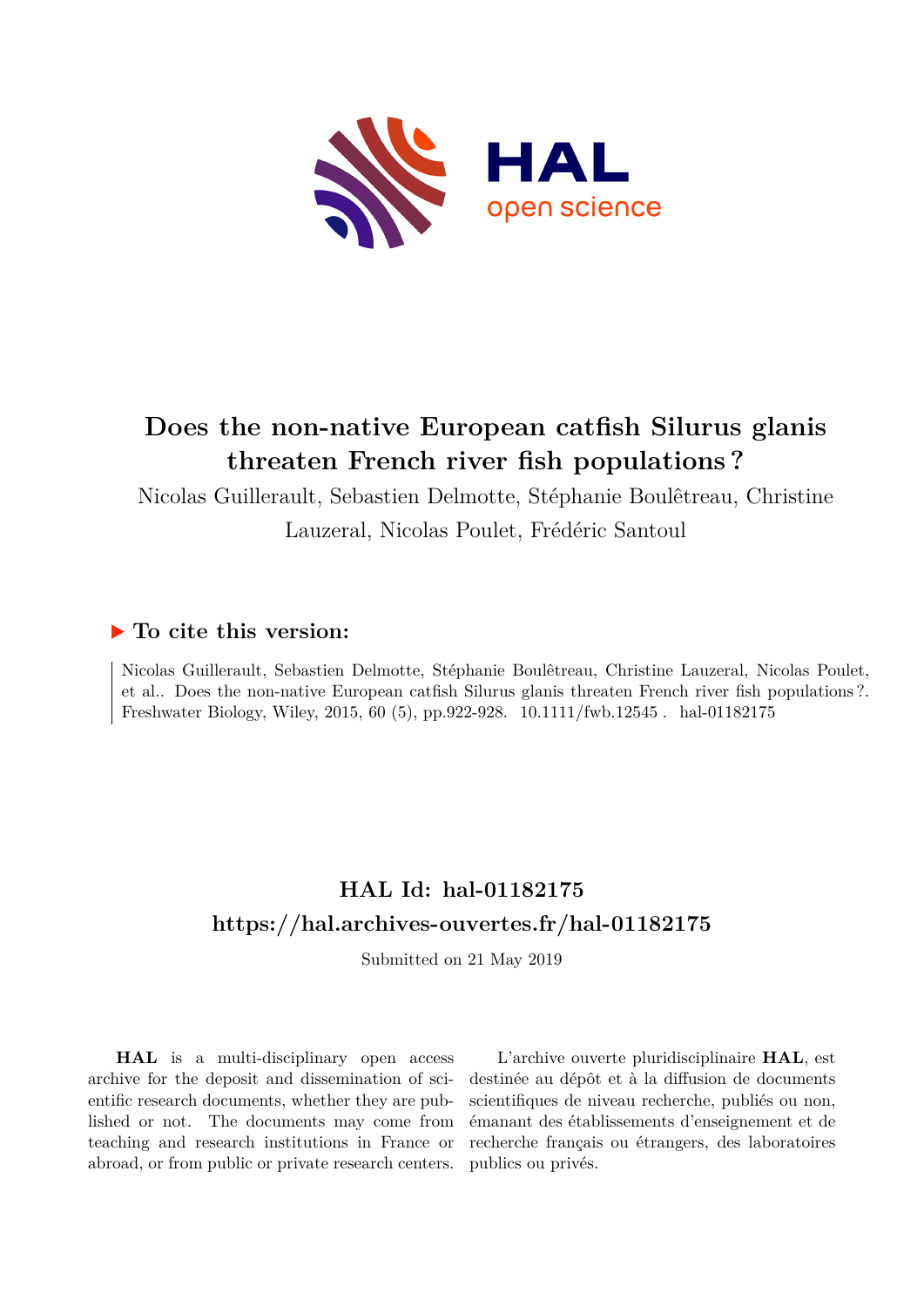# Does the non-native European catfish Silurus glanis threaten French river fish populations?

Nicolas Guillerault, Sebastien Delmotte, Stéphanie Boulêtreau, Christine Lauzeral, Nicolas Poulet, Frédéric Santoul

## ▶ To cite this version:

Nicolas Guillerault, Sebastien Delmotte, Stéphanie Boulêtreau, Christine Lauzeral, Nicolas Poulet, et al.. Does the non-native European catfish Silurus glanis threaten French river fish populations?. Freshwater Biology, Wiley, 2015, 60 (5), pp.922-928. 10.1111/fwb.12545. hal-01182175

## HAL Id: hal-01182175
## https://hal.archives-ouvertes.fr/hal-01182175

Submitted on 21 May 2019

**HAL** is a multi-disciplinary open access archive for the deposit and dissemination of scientific research documents, whether they are published or not. The documents may come from teaching and research institutions in France or abroad, or from public or private research centers.

L'archive ouverte pluridisciplinaire **HAL**, est destinée au dépôt et à la diffusion de documents scientifiques de niveau recherche, publiés ou non, émanant des établissements d'enseignement et de recherche français ou étrangers, des laboratoires publics ou privés.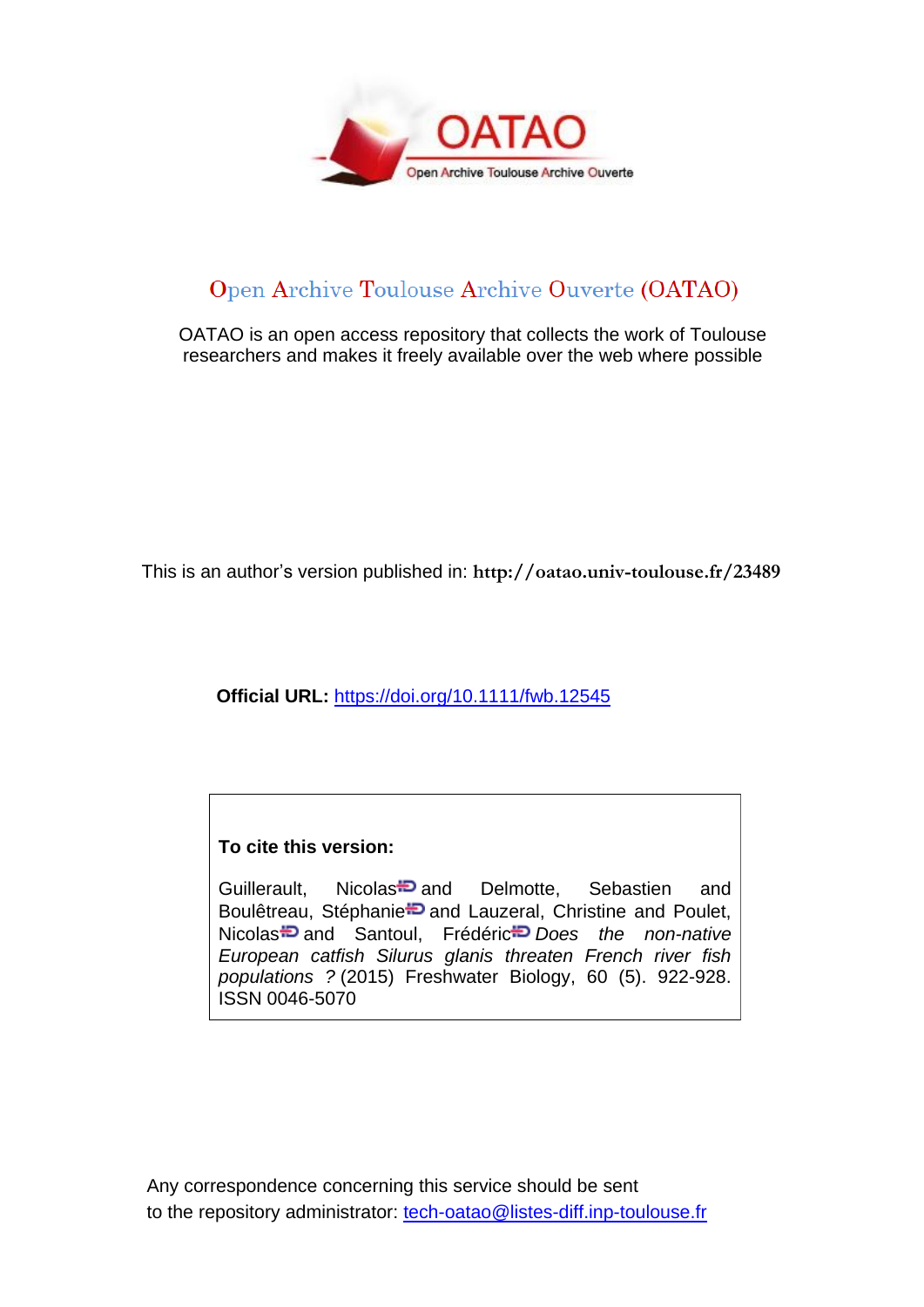# Open Archive Toulouse Archive Ouverte (OATAO)

OATAO is an open access repository that collects the work of Toulouse researchers and makes it freely available over the web where possible

This is an author's version published in: **http://oatao.univ-toulouse.fr/23489**

**Official URL:** https://doi.org/10.1111/fwb.12545

**To cite this version:**

Guillerault, Nicolas and Delmotte, Sebastien and Boulêtreau, Stéphanie and Lauzeral, Christine and Poulet, Nicolas and Santoul, Frédéric *Does the non-native European catfish Silurus glanis threaten French river fish populations ?* (2015) Freshwater Biology, 60 (5). 922-928. ISSN 0046-5070

Any correspondence concerning this service should be sent to the repository administrator: tech-oatao@listes-diff.inp-toulouse.fr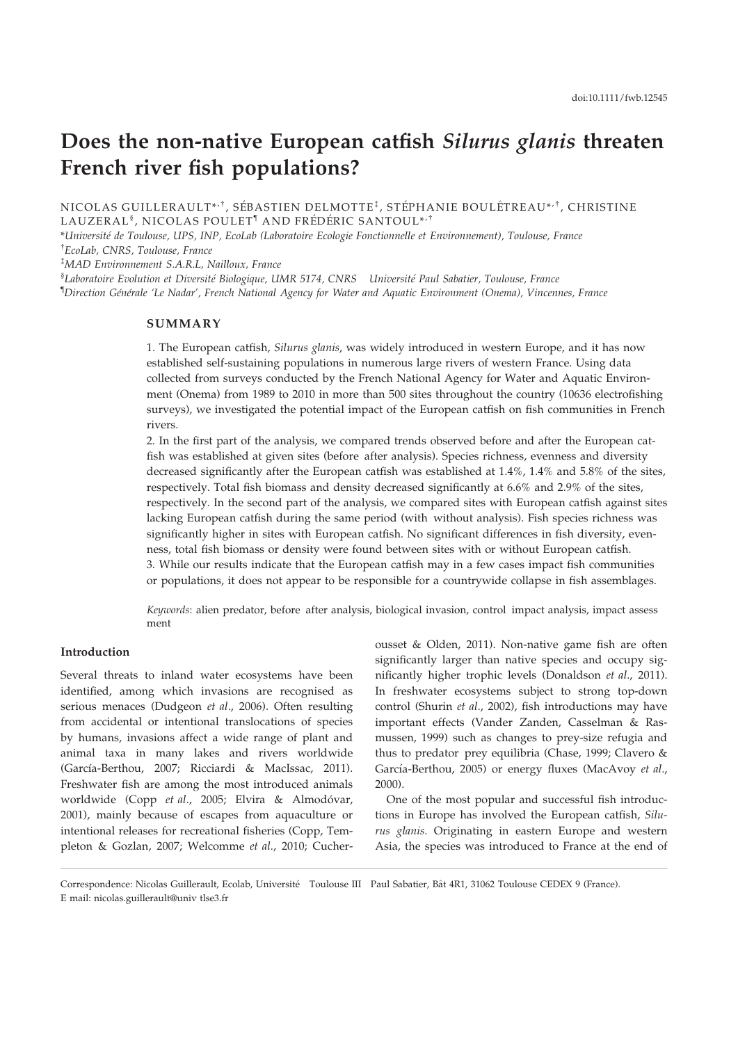# Does the non-native European catfish *Silurus glanis* threaten French river fish populations?

NICOLAS GUILLERAULT*,†, SÉBASTIEN DELMOTTE‡, STÉPHANIE BOULÊTREAU*,†, CHRISTINE LAUZERAL§, NICOLAS POULET¶ AND FRÉDÉRIC SANTOUL*,†

*Université de Toulouse, UPS, INP, EcoLab (Laboratoire Ecologie Fonctionnelle et Environnement), Toulouse, France

†EcoLab, CNRS, Toulouse, France

‡MAD Environnement S.A.R.L, Nailloux, France

§Laboratoire Evolution et Diversité Biologique, UMR 5174, CNRS Université Paul Sabatier, Toulouse, France

¶Direction Générale 'Le Nadar', French National Agency for Water and Aquatic Environment (Onema), Vincennes, France

## SUMMARY

1. The European catfish, *Silurus glanis*, was widely introduced in western Europe, and it has now established self-sustaining populations in numerous large rivers of western France. Using data collected from surveys conducted by the French National Agency for Water and Aquatic Environment (Onema) from 1989 to 2010 in more than 500 sites throughout the country (10636 electrofishing surveys), we investigated the potential impact of the European catfish on fish communities in French rivers.

2. In the first part of the analysis, we compared trends observed before and after the European catfish was established at given sites (before after analysis). Species richness, evenness and diversity decreased significantly after the European catfish was established at 1.4%, 1.4% and 5.8% of the sites, respectively. Total fish biomass and density decreased significantly at 6.6% and 2.9% of the sites, respectively. In the second part of the analysis, we compared sites with European catfish against sites lacking European catfish during the same period (with without analysis). Fish species richness was significantly higher in sites with European catfish. No significant differences in fish diversity, evenness, total fish biomass or density were found between sites with or without European catfish.

3. While our results indicate that the European catfish may in a few cases impact fish communities or populations, it does not appear to be responsible for a countrywide collapse in fish assemblages.

*Keywords*: alien predator, before after analysis, biological invasion, control impact analysis, impact assess ment

## Introduction

Several threats to inland water ecosystems have been identified, among which invasions are recognised as serious menaces (Dudgeon *et al*., 2006). Often resulting from accidental or intentional translocations of species by humans, invasions affect a wide range of plant and animal taxa in many lakes and rivers worldwide (García-Berthou, 2007; Ricciardi & MacIssac, 2011). Freshwater fish are among the most introduced animals worldwide (Copp *et al*., 2005; Elvira & Almodóvar, 2001), mainly because of escapes from aquaculture or intentional releases for recreational fisheries (Copp, Templeton & Gozlan, 2007; Welcomme *et al*., 2010; Cucherousset & Olden, 2011). Non-native game fish are often significantly larger than native species and occupy significantly higher trophic levels (Donaldson *et al*., 2011). In freshwater ecosystems subject to strong top-down control (Shurin *et al*., 2002), fish introductions may have important effects (Vander Zanden, Casselman & Rasmussen, 1999) such as changes to prey-size refugia and thus to predator prey equilibria (Chase, 1999; Clavero & García-Berthou, 2005) or energy fluxes (MacAvoy *et al*., 2000).

One of the most popular and successful fish introductions in Europe has involved the European catfish, *Silurus glanis*. Originating in eastern Europe and western Asia, the species was introduced to France at the end of

Correspondence: Nicolas Guillerault, Ecolab, Université Toulouse III Paul Sabatier, Bât 4R1, 31062 Toulouse CEDEX 9 (France).
E mail: nicolas.guillerault@univ tlse3.fr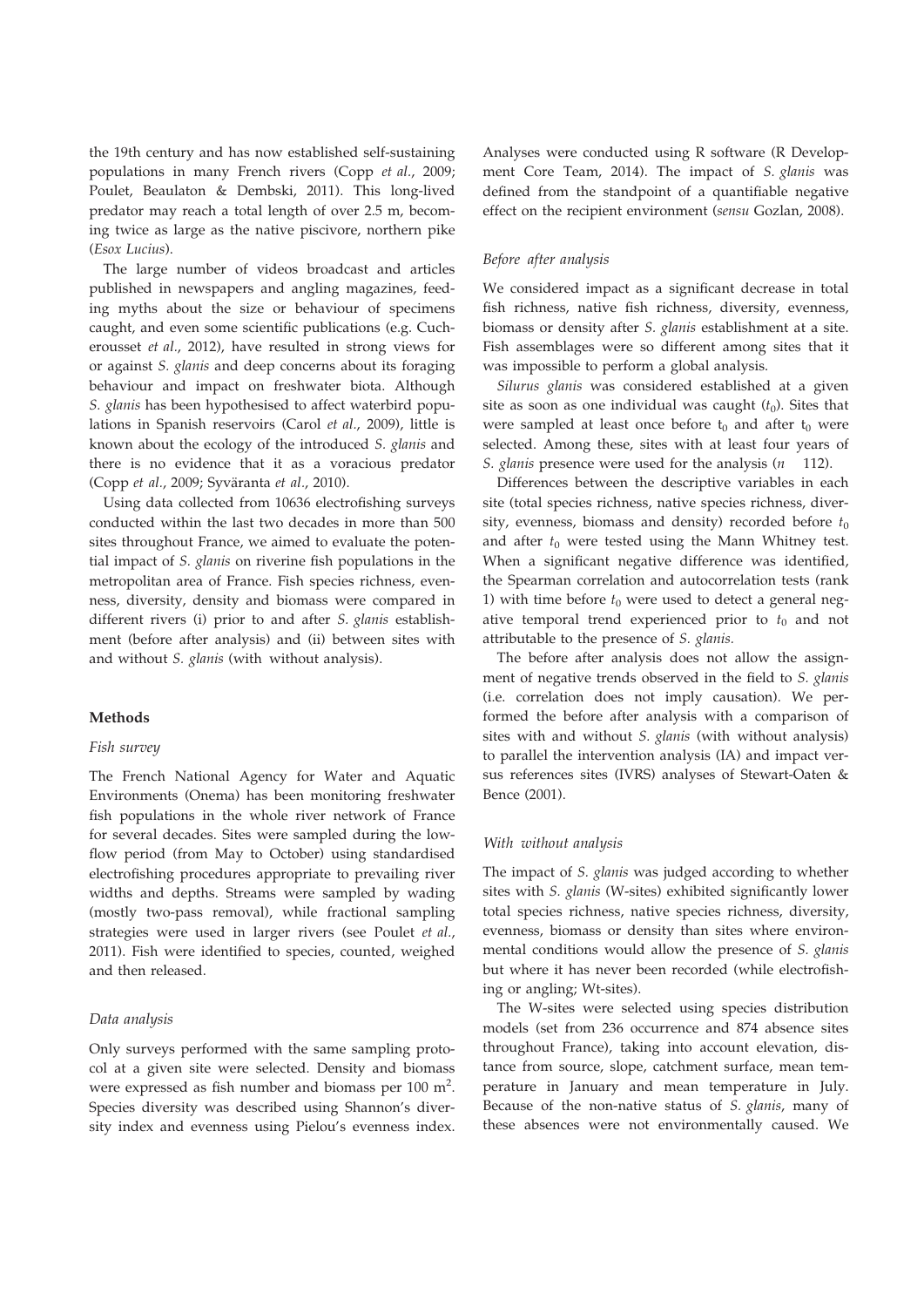the 19th century and has now established self-sustaining populations in many French rivers (Copp *et al.*, 2009; Poulet, Beaulaton & Dembski, 2011). This long-lived predator may reach a total length of over 2.5 m, becoming twice as large as the native piscivore, northern pike (*Esox Lucius*).

The large number of videos broadcast and articles published in newspapers and angling magazines, feeding myths about the size or behaviour of specimens caught, and even some scientific publications (e.g. Cucherousset *et al.*, 2012), have resulted in strong views for or against *S. glanis* and deep concerns about its foraging behaviour and impact on freshwater biota. Although *S. glanis* has been hypothesised to affect waterbird populations in Spanish reservoirs (Carol *et al.*, 2009), little is known about the ecology of the introduced *S. glanis* and there is no evidence that it as a voracious predator (Copp *et al.*, 2009; Syväranta *et al.*, 2010).

Using data collected from 10636 electrofishing surveys conducted within the last two decades in more than 500 sites throughout France, we aimed to evaluate the potential impact of *S. glanis* on riverine fish populations in the metropolitan area of France. Fish species richness, evenness, diversity, density and biomass were compared in different rivers (i) prior to and after *S. glanis* establishment (before after analysis) and (ii) between sites with and without *S. glanis* (with without analysis).

## Methods

### Fish survey

The French National Agency for Water and Aquatic Environments (Onema) has been monitoring freshwater fish populations in the whole river network of France for several decades. Sites were sampled during the low-flow period (from May to October) using standardised electrofishing procedures appropriate to prevailing river widths and depths. Streams were sampled by wading (mostly two-pass removal), while fractional sampling strategies were used in larger rivers (see Poulet *et al.*, 2011). Fish were identified to species, counted, weighed and then released.

### Data analysis

Only surveys performed with the same sampling protocol at a given site were selected. Density and biomass were expressed as fish number and biomass per 100 m$^2$. Species diversity was described using Shannon's diversity index and evenness using Pielou's evenness index. Analyses were conducted using R software (R Development Core Team, 2014). The impact of *S. glanis* was defined from the standpoint of a quantifiable negative effect on the recipient environment (*sensu* Gozlan, 2008).

### Before after analysis

We considered impact as a significant decrease in total fish richness, native fish richness, diversity, evenness, biomass or density after *S. glanis* establishment at a site. Fish assemblages were so different among sites that it was impossible to perform a global analysis.

*Silurus glanis* was considered established at a given site as soon as one individual was caught ($t_0$). Sites that were sampled at least once before $t_0$ and after $t_0$ were selected. Among these, sites with at least four years of *S. glanis* presence were used for the analysis ($n$ 112).

Differences between the descriptive variables in each site (total species richness, native species richness, diversity, evenness, biomass and density) recorded before $t_0$ and after $t_0$ were tested using the Mann Whitney test. When a significant negative difference was identified, the Spearman correlation and autocorrelation tests (rank 1) with time before $t_0$ were used to detect a general negative temporal trend experienced prior to $t_0$ and not attributable to the presence of *S. glanis*.

The before after analysis does not allow the assignment of negative trends observed in the field to *S. glanis* (i.e. correlation does not imply causation). We performed the before after analysis with a comparison of sites with and without *S. glanis* (with without analysis) to parallel the intervention analysis (IA) and impact versus references sites (IVRS) analyses of Stewart-Oaten & Bence (2001).

### With without analysis

The impact of *S. glanis* was judged according to whether sites with *S. glanis* (W-sites) exhibited significantly lower total species richness, native species richness, diversity, evenness, biomass or density than sites where environmental conditions would allow the presence of *S. glanis* but where it has never been recorded (while electrofishing or angling; Wt-sites).

The W-sites were selected using species distribution models (set from 236 occurrence and 874 absence sites throughout France), taking into account elevation, distance from source, slope, catchment surface, mean temperature in January and mean temperature in July. Because of the non-native status of *S. glanis*, many of these absences were not environmentally caused. We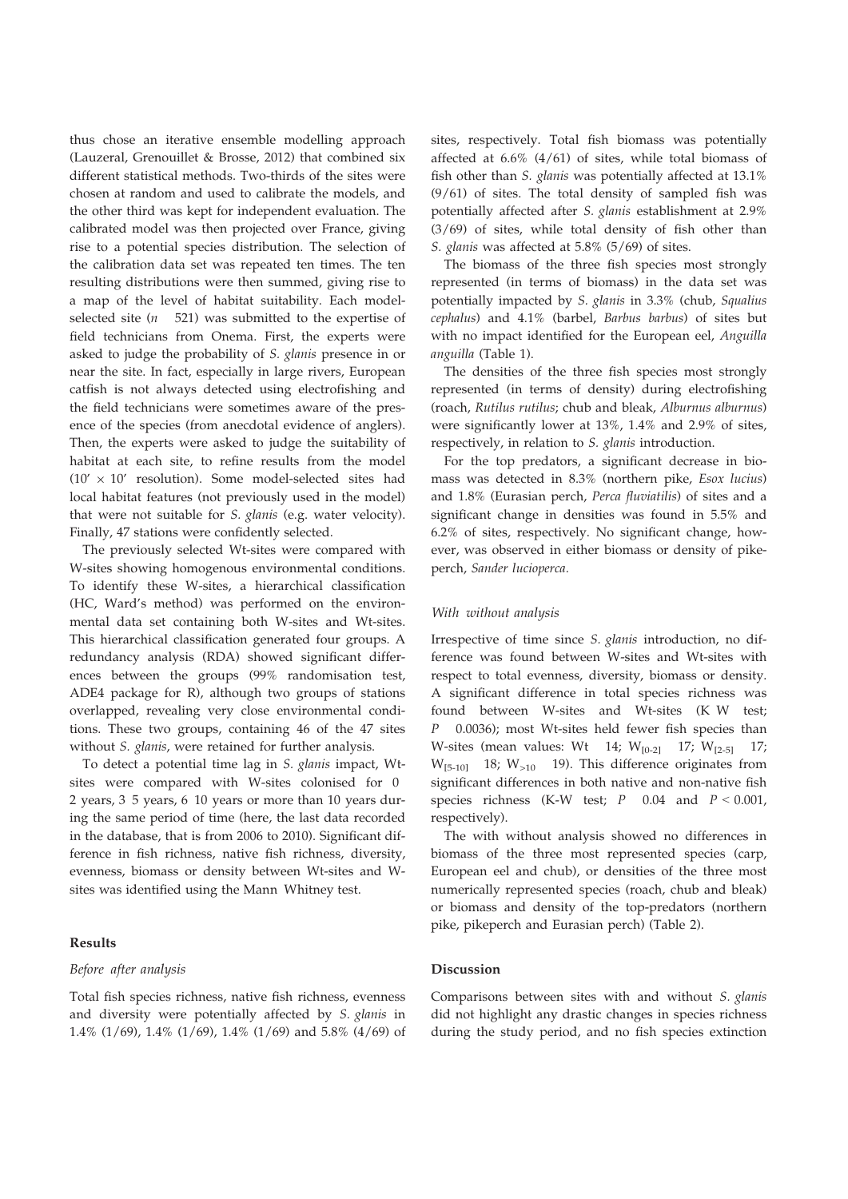thus chose an iterative ensemble modelling approach (Lauzeral, Grenouillet & Brosse, 2012) that combined six different statistical methods. Two-thirds of the sites were chosen at random and used to calibrate the models, and the other third was kept for independent evaluation. The calibrated model was then projected over France, giving rise to a potential species distribution. The selection of the calibration data set was repeated ten times. The ten resulting distributions were then summed, giving rise to a map of the level of habitat suitability. Each model-selected site ($n$ 521) was submitted to the expertise of field technicians from Onema. First, the experts were asked to judge the probability of *S. glanis* presence in or near the site. In fact, especially in large rivers, European catfish is not always detected using electrofishing and the field technicians were sometimes aware of the presence of the species (from anecdotal evidence of anglers). Then, the experts were asked to judge the suitability of habitat at each site, to refine results from the model ($10' \times 10'$ resolution). Some model-selected sites had local habitat features (not previously used in the model) that were not suitable for *S. glanis* (e.g. water velocity). Finally, 47 stations were confidently selected.

The previously selected Wt-sites were compared with W-sites showing homogenous environmental conditions. To identify these W-sites, a hierarchical classification (HC, Ward's method) was performed on the environmental data set containing both W-sites and Wt-sites. This hierarchical classification generated four groups. A redundancy analysis (RDA) showed significant differences between the groups (99% randomisation test, ADE4 package for R), although two groups of stations overlapped, revealing very close environmental conditions. These two groups, containing 46 of the 47 sites without *S. glanis*, were retained for further analysis.

To detect a potential time lag in *S. glanis* impact, Wt-sites were compared with W-sites colonised for 0 2 years, 3 5 years, 6 10 years or more than 10 years during the same period of time (here, the last data recorded in the database, that is from 2006 to 2010). Significant difference in fish richness, native fish richness, diversity, evenness, biomass or density between Wt-sites and W-sites was identified using the Mann Whitney test.

## Results

### Before after analysis

Total fish species richness, native fish richness, evenness and diversity were potentially affected by *S. glanis* in 1.4% (1/69), 1.4% (1/69), 1.4% (1/69) and 5.8% (4/69) of sites, respectively. Total fish biomass was potentially affected at 6.6% (4/61) of sites, while total biomass of fish other than *S. glanis* was potentially affected at 13.1% (9/61) of sites. The total density of sampled fish was potentially affected after *S. glanis* establishment at 2.9% (3/69) of sites, while total density of fish other than *S. glanis* was affected at 5.8% (5/69) of sites.

The biomass of the three fish species most strongly represented (in terms of biomass) in the data set was potentially impacted by *S. glanis* in 3.3% (chub, *Squalius cephalus*) and 4.1% (barbel, *Barbus barbus*) of sites but with no impact identified for the European eel, *Anguilla anguilla* (Table 1).

The densities of the three fish species most strongly represented (in terms of density) during electrofishing (roach, *Rutilus rutilus*; chub and bleak, *Alburnus alburnus*) were significantly lower at 13%, 1.4% and 2.9% of sites, respectively, in relation to *S. glanis* introduction.

For the top predators, a significant decrease in biomass was detected in 8.3% (northern pike, *Esox lucius*) and 1.8% (Eurasian perch, *Perca fluviatilis*) of sites and a significant change in densities was found in 5.5% and 6.2% of sites, respectively. No significant change, however, was observed in either biomass or density of pikeperch, *Sander lucioperca.*

### With without analysis

Irrespective of time since *S. glanis* introduction, no difference was found between W-sites and Wt-sites with respect to total evenness, diversity, biomass or density. A significant difference in total species richness was found between W-sites and Wt-sites (K W test; $P$ 0.0036); most Wt-sites held fewer fish species than W-sites (mean values: Wt 14; $W_{[0\text{-}2]}$ 17; $W_{[2\text{-}5]}$ 17; $W_{[5\text{-}10]}$ 18; $W_{>10}$ 19). This difference originates from significant differences in both native and non-native fish species richness (K-W test; $P$ 0.04 and $P < 0.001$, respectively).

The with without analysis showed no differences in biomass of the three most represented species (carp, European eel and chub), or densities of the three most numerically represented species (roach, chub and bleak) or biomass and density of the top-predators (northern pike, pikeperch and Eurasian perch) (Table 2).

## Discussion

Comparisons between sites with and without *S. glanis* did not highlight any drastic changes in species richness during the study period, and no fish species extinction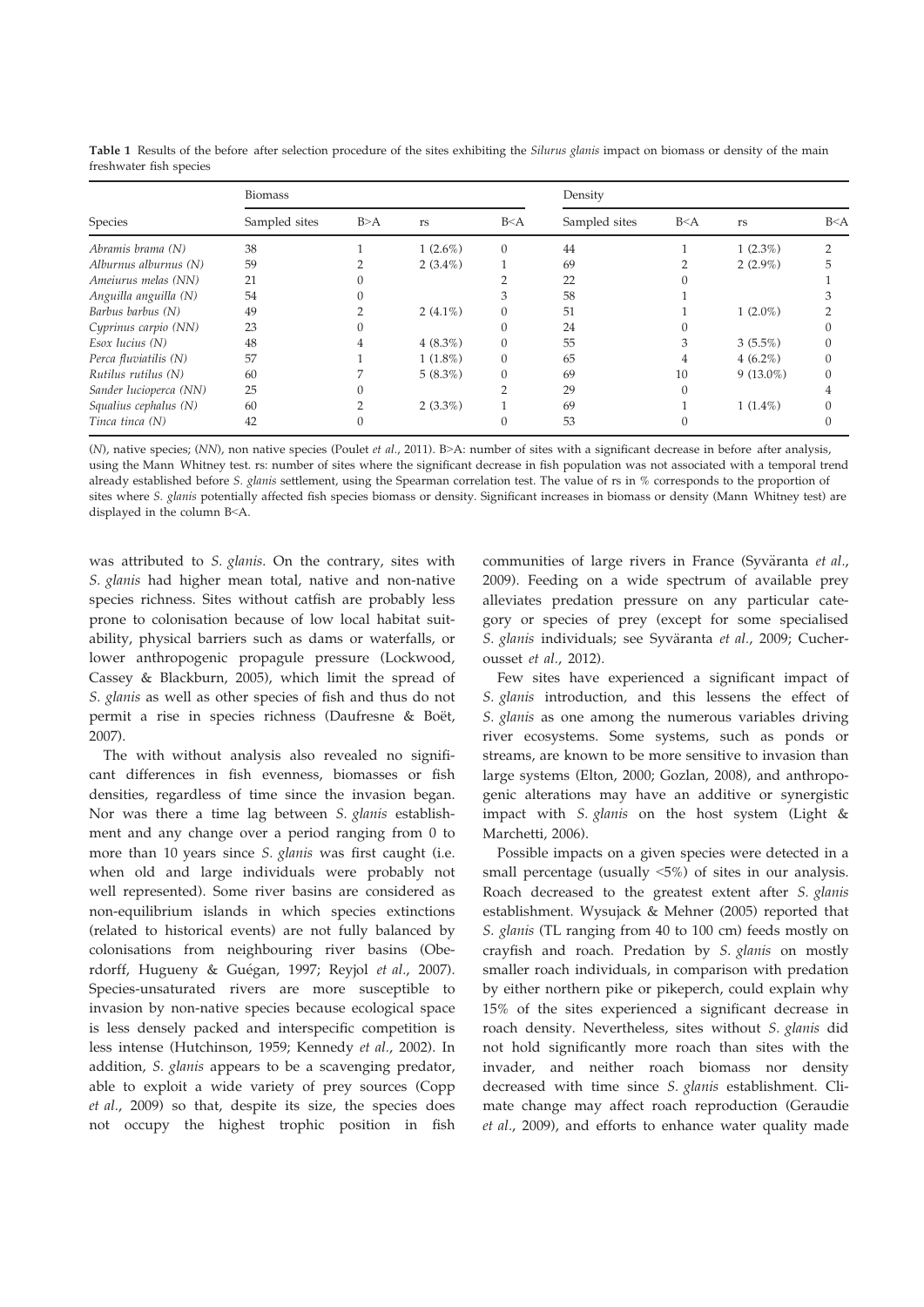**Table 1** Results of the before after selection procedure of the sites exhibiting the *Silurus glanis* impact on biomass or density of the main freshwater fish species

| Species | Biomass | | | | Density | | | |
|---|---|---|---|---|---|---|---|---|
| | Sampled sites | B>A | rs | B<A | Sampled sites | B<A | rs | B<A |
| *Abramis brama (N)* | 38 | 1 | 1 (2.6%) | 0 | 44 | 1 | 1 (2.3%) | 2 |
| *Alburnus alburnus (N)* | 59 | 2 | 2 (3.4%) | 1 | 69 | 2 | 2 (2.9%) | 5 |
| *Ameiurus melas (NN)* | 21 | 0 | | 2 | 22 | 0 | | 1 |
| *Anguilla anguilla (N)* | 54 | 0 | | 3 | 58 | 1 | | 3 |
| *Barbus barbus (N)* | 49 | 2 | 2 (4.1%) | 0 | 51 | 1 | 1 (2.0%) | 2 |
| *Cyprinus carpio (NN)* | 23 | 0 | | 0 | 24 | 0 | | 0 |
| *Esox lucius (N)* | 48 | 4 | 4 (8.3%) | 0 | 55 | 3 | 3 (5.5%) | 0 |
| *Perca fluviatilis (N)* | 57 | 1 | 1 (1.8%) | 0 | 65 | 4 | 4 (6.2%) | 0 |
| *Rutilus rutilus (N)* | 60 | 7 | 5 (8.3%) | 0 | 69 | 10 | 9 (13.0%) | 0 |
| *Sander lucioperca (NN)* | 25 | 0 | | 2 | 29 | 0 | | 4 |
| *Squalius cephalus (N)* | 60 | 2 | 2 (3.3%) | 1 | 69 | 1 | 1 (1.4%) | 0 |
| *Tinca tinca (N)* | 42 | 0 | | 0 | 53 | 0 | | 0 |

(*N*), native species; (*NN*), non native species (Poulet *et al.*, 2011). B>A: number of sites with a significant decrease in before after analysis, using the Mann Whitney test. rs: number of sites where the significant decrease in fish population was not associated with a temporal trend already established before *S. glanis* settlement, using the Spearman correlation test. The value of rs in % corresponds to the proportion of sites where *S. glanis* potentially affected fish species biomass or density. Significant increases in biomass or density (Mann Whitney test) are displayed in the column B<A.

was attributed to *S. glanis*. On the contrary, sites with *S. glanis* had higher mean total, native and non-native species richness. Sites without catfish are probably less prone to colonisation because of low local habitat suitability, physical barriers such as dams or waterfalls, or lower anthropogenic propagule pressure (Lockwood, Cassey & Blackburn, 2005), which limit the spread of *S. glanis* as well as other species of fish and thus do not permit a rise in species richness (Daufresne & Boët, 2007).

The with without analysis also revealed no significant differences in fish evenness, biomasses or fish densities, regardless of time since the invasion began. Nor was there a time lag between *S. glanis* establishment and any change over a period ranging from 0 to more than 10 years since *S. glanis* was first caught (i.e. when old and large individuals were probably not well represented). Some river basins are considered as non-equilibrium islands in which species extinctions (related to historical events) are not fully balanced by colonisations from neighbouring river basins (Oberdorff, Hugueny & Guégan, 1997; Reyjol *et al.*, 2007). Species-unsaturated rivers are more susceptible to invasion by non-native species because ecological space is less densely packed and interspecific competition is less intense (Hutchinson, 1959; Kennedy *et al.*, 2002). In addition, *S. glanis* appears to be a scavenging predator, able to exploit a wide variety of prey sources (Copp *et al.*, 2009) so that, despite its size, the species does not occupy the highest trophic position in fish communities of large rivers in France (Syväranta *et al.*, 2009). Feeding on a wide spectrum of available prey alleviates predation pressure on any particular category or species of prey (except for some specialised *S. glanis* individuals; see Syväranta *et al.*, 2009; Cucherousset *et al.*, 2012).

Few sites have experienced a significant impact of *S. glanis* introduction, and this lessens the effect of *S. glanis* as one among the numerous variables driving river ecosystems. Some systems, such as ponds or streams, are known to be more sensitive to invasion than large systems (Elton, 2000; Gozlan, 2008), and anthropogenic alterations may have an additive or synergistic impact with *S. glanis* on the host system (Light & Marchetti, 2006).

Possible impacts on a given species were detected in a small percentage (usually <5%) of sites in our analysis. Roach decreased to the greatest extent after *S. glanis* establishment. Wysujack & Mehner (2005) reported that *S. glanis* (TL ranging from 40 to 100 cm) feeds mostly on crayfish and roach. Predation by *S. glanis* on mostly smaller roach individuals, in comparison with predation by either northern pike or pikeperch, could explain why 15% of the sites experienced a significant decrease in roach density. Nevertheless, sites without *S. glanis* did not hold significantly more roach than sites with the invader, and neither roach biomass nor density decreased with time since *S. glanis* establishment. Climate change may affect roach reproduction (Geraudie *et al.*, 2009), and efforts to enhance water quality made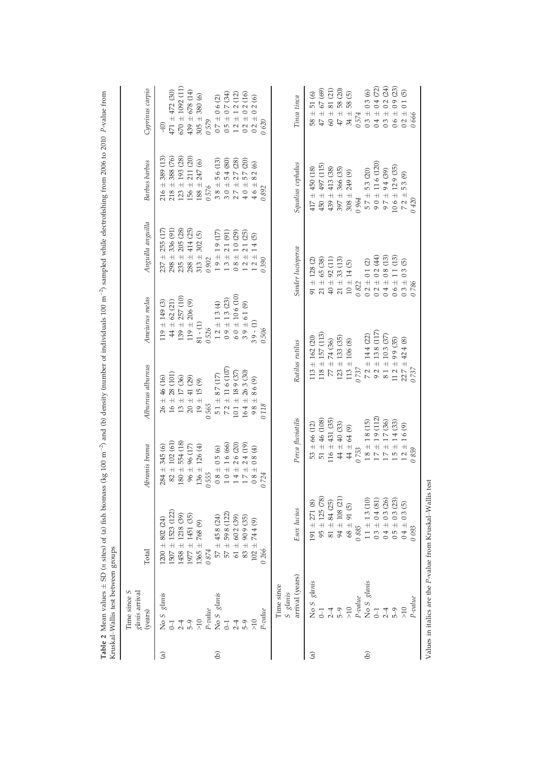**Table 2** Mean values ± SD (*n* sites) of (a) fish biomass (kg 100 m$^{-2}$) and (b) density (number of individuals 100 m$^{-2}$) sampled while electrofishing from 2006 to 2010. *P*-value from Kruskal–Wallis test between groups

| | Time since *S. glanis* arrival (years) | Total | *Abramis brama* | *Alburnus alburnus* | *Ameiurus melas* | *Anguilla anguilla* | *Barbus barbus* | *Cyprinus carpio* |
|---|---|---|---|---|---|---|---|---|
| (a) | No *S. glanis* | 1200 ± 802 (24) | 284 ± 345 (6) | 26 ± 46 (16) | 119 ± 149 (3) | 237 ± 255 (17) | 216 ± 389 (13) | - (0) |
| | 0–1 | 1507 ± 1523 (122) | 82 ± 102 (61) | 16 ± 28 (101) | 44 ± 62 (21) | 298 ± 336 (91) | 218 ± 388 (76) | 471 ± 472 (30) |
| | 2–4 | 1458 ± 1218 (39) | 180 ± 554 (18) | 13 ± 17 (36) | 139 ± 257 (10) | 235 ± 205 (28) | 123 ± 193 (28) | 670 ± 1092 (11) |
| | 5–9 | 1977 ± 1451 (35) | 96 ± 96 (17) | 20 ± 41 (29) | 119 ± 206 (9) | 288 ± 414 (25) | 156 ± 211 (20) | 439 ± 678 (14) |
| | >10 | 1365 ± 768 (9) | 136 ± 126 (4) | 19 ± 15 (9) | 81 - (1) | 313 ± 302 (5) | 188 ± 247 (6) | 305 ± 380 (6) |
| | *P-value* | *0.874* | *0.555* | *0.565* | *0.526* | *0.902* | *0.576* | *0.579* |
| (b) | No *S. glanis* | 57 ± 45.8 (24) | 0.8 ± 0.5 (6) | 5.1 ± 8.7 (17) | 1.2 ± 1.3 (4) | 1.9 ± 1.9 (17) | 3.8 ± 5.6 (13) | 0.7 ± 0.6 (2) |
| | 0–1 | 57 ± 59.8 (122) | 1.0 ± 1.6 (66) | 7.2 ± 11.6 (107) | 0.9 ± 1.3 (23) | 1.3 ± 2.1 (91) | 3.0 ± 5.4 (80) | 0.5 ± 0.7 (34) |
| | 2–4 | 61 ± 60.2 (39) | 1.4 ± 2.6 (20) | 10.1 ± 18.9 (37) | 6.0 ± 10.6 (10) | 0.8 ± 1.0 (29) | 2.7 ± 2.7 (28) | 1.2 ± 1.2 (12) |
| | 5–9 | 83 ± 90.9 (35) | 1.7 ± 2.4 (19) | 16.4 ± 26.3 (30) | 3.9 ± 6.1 (9) | 1.2 ± 2.1 (25) | 4.0 ± 5.7 (20) | 0.2 ± 0.2 (16) |
| | >10 | 102 ± 74.4 (9) | 0.8 ± 0.8 (4) | 9.8 ± 8.6 (9) | 3.9 - (1) | 1.2 ± 1.4 (5) | 4.6 ± 8.2 (6) | 0.2 ± 0.2 (6) |
| | *P-value* | *0.266* | *0.724* | *0.118* | *0.506* | *0.390* | *0.892* | *0.620* |

| | Time since *S. glanis* arrival (years) | *Esox lucius* | *Perca fluviatilis* | *Rutilus rutilus* | *Sander lucioperca* | *Squalius cephalus* | *Tinca tinca* |
|---|---|---|---|---|---|---|---|
| (a) | No *S. glanis* | 191 ± 271 (8) | 53 ± 66 (12) | 113 ± 162 (20) | 91 ± 128 (2) | 417 ± 450 (18) | 58 ± 51 (6) |
| | 0–1 | 95 ± 125 (78) | 51 ± 46 (108) | 118 ± 157 (113) | 21 ± 65 (38) | 450 ± 497 (115) | 47 ± 67 (69) |
| | 2–4 | 81 ± 84 (25) | 116 ± 431 (35) | 77 ± 74 (36) | 40 ± 92 (11) | 439 ± 413 (38) | 60 ± 81 (21) |
| | 5–9 | 94 ± 108 (21) | 44 ± 40 (33) | 123 ± 133 (35) | 21 ± 33 (13) | 397 ± 366 (35) | 47 ± 58 (20) |
| | >10 | 68 ± 91 (5) | 44 ± 64 (9) | 113 ± 106 (8) | 10 ± 14 (5) | 308 ± 249 (9) | 34 ± 58 (5) |
| | *P-value* | *0.885* | *0.753* | *0.737* | *0.822* | *0.964* | *0.574* |
| (b) | No *S. glanis* | 1.1 ± 1.3 (10) | 1.8 ± 1.8 (15) | 7.2 ± 14.4 (22) | 0.2 ± 0.1 (2) | 5.7 ± 5.3 (20) | 0.3 ± 0.3 (6) |
| | 0–1 | 0.3 ± 0.4 (81) | 1.7 ± 1.9 (112) | 9.2 ± 13.8 (117) | 0.2 ± 0.2 (44) | 9.0 ± 11.6 (120) | 0.4 ± 0.4 (72) |
| | 2–4 | 0.4 ± 0.3 (26) | 1.7 ± 1.7 (36) | 8.1 ± 10.3 (37) | 0.4 ± 0.8 (13) | 9.7 ± 9.4 (39) | 0.3 ± 0.2 (24) |
| | 5–9 | 0.5 ± 0.3 (23) | 1.5 ± 1.4 (33) | 11.2 ± 9.9 (35) | 0.6 ± 1.1 (13) | 10.6 ± 12.9 (35) | 0.6 ± 0.9 (23) |
| | >10 | 0.4 ± 0.3 (5) | 1.2 ± 1.6 (9) | 22.7 ± 42.4 (8) | 0.3 ± 0.3 (5) | 7.2 ± 5.3 (9) | 0.2 ± 0.1 (5) |
| | *P-value* | *0.093* | *0.859* | *0.737* | *0.786* | *0.420* | *0.666* |

Values in italics are the *P*-value from Kruskal–Wallis test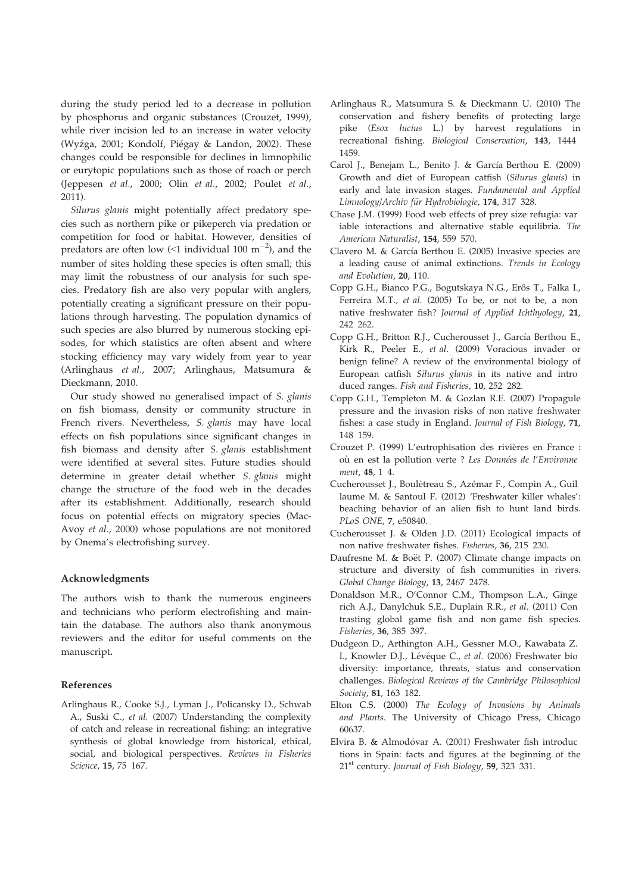during the study period led to a decrease in pollution by phosphorus and organic substances (Crouzet, 1999), while river incision led to an increase in water velocity (Wyżga, 2001; Kondolf, Piégay & Landon, 2002). These changes could be responsible for declines in limnophilic or eurytopic populations such as those of roach or perch (Jeppesen *et al.*, 2000; Olin *et al.*, 2002; Poulet *et al.*, 2011).

*Silurus glanis* might potentially affect predatory species such as northern pike or pikeperch via predation or competition for food or habitat. However, densities of predators are often low (<1 individual 100 $m^{-2}$), and the number of sites holding these species is often small; this may limit the robustness of our analysis for such species. Predatory fish are also very popular with anglers, potentially creating a significant pressure on their populations through harvesting. The population dynamics of such species are also blurred by numerous stocking episodes, for which statistics are often absent and where stocking efficiency may vary widely from year to year (Arlinghaus *et al.*, 2007; Arlinghaus, Matsumura & Dieckmann, 2010.

Our study showed no generalised impact of *S. glanis* on fish biomass, density or community structure in French rivers. Nevertheless, *S. glanis* may have local effects on fish populations since significant changes in fish biomass and density after *S. glanis* establishment were identified at several sites. Future studies should determine in greater detail whether *S. glanis* might change the structure of the food web in the decades after its establishment. Additionally, research should focus on potential effects on migratory species (MacAvoy *et al.*, 2000) whose populations are not monitored by Onema's electrofishing survey.

### Acknowledgments

The authors wish to thank the numerous engineers and technicians who perform electrofishing and maintain the database. The authors also thank anonymous reviewers and the editor for useful comments on the manuscript**.**

### References

Arlinghaus R., Cooke S.J., Lyman J., Policansky D., Schwab A., Suski C., *et al.* (2007) Understanding the complexity of catch and release in recreational fishing: an integrative synthesis of global knowledge from historical, ethical, social, and biological perspectives. *Reviews in Fisheries Science*, **15**, 75 167.

Arlinghaus R., Matsumura S. & Dieckmann U. (2010) The conservation and fishery benefits of protecting large pike (*Esox lucius* L.) by harvest regulations in recreational fishing. *Biological Conservation*, **143**, 1444 1459.

Carol J., Benejam L., Benito J. & García Berthou E. (2009) Growth and diet of European catfish (*Silurus glanis*) in early and late invasion stages. *Fundamental and Applied Limnology/Archiv für Hydrobiologie*, **174**, 317 328.

Chase J.M. (1999) Food web effects of prey size refugia: variable interactions and alternative stable equilibria. *The American Naturalist*, **154**, 559 570.

Clavero M. & García Berthou E. (2005) Invasive species are a leading cause of animal extinctions. *Trends in Ecology and Evolution*, **20**, 110.

Copp G.H., Bianco P.G., Bogutskaya N.G., Erős T., Falka I., Ferreira M.T., *et al.* (2005) To be, or not to be, a non native freshwater fish? *Journal of Applied Ichthyology*, **21**, 242 262.

Copp G.H., Britton R.J., Cucherousset J., García Berthou E., Kirk R., Peeler E., *et al.* (2009) Voracious invader or benign feline? A review of the environmental biology of European catfish *Silurus glanis* in its native and introduced ranges. *Fish and Fisheries*, **10**, 252 282.

Copp G.H., Templeton M. & Gozlan R.E. (2007) Propagule pressure and the invasion risks of non native freshwater fishes: a case study in England. *Journal of Fish Biology*, **71**, 148 159.

Crouzet P. (1999) L'eutrophisation des rivières en France : où en est la pollution verte ? *Les Données de l'Environnement*, **48**, 1 4.

Cucherousset J., Boulêtreau S., Azémar F., Compin A., Guillaume M. & Santoul F. (2012) 'Freshwater killer whales': beaching behavior of an alien fish to hunt land birds. *PLoS ONE*, **7**, e50840.

Cucherousset J. & Olden J.D. (2011) Ecological impacts of non native freshwater fishes. *Fisheries*, **36**, 215 230.

Daufresne M. & Boët P. (2007) Climate change impacts on structure and diversity of fish communities in rivers. *Global Change Biology*, **13**, 2467 2478.

Donaldson M.R., O'Connor C.M., Thompson L.A., Gingerich A.J., Danylchuk S.E., Duplain R.R., *et al.* (2011) Contrasting global game fish and non game fish species. *Fisheries*, **36**, 385 397.

Dudgeon D., Arthington A.H., Gessner M.O., Kawabata Z. I., Knowler D.J., Lévêque C., *et al.* (2006) Freshwater biodiversity: importance, threats, status and conservation challenges. *Biological Reviews of the Cambridge Philosophical Society*, **81**, 163 182.

Elton C.S. (2000) *The Ecology of Invasions by Animals and Plants*. The University of Chicago Press, Chicago 60637.

Elvira B. & Almodóvar A. (2001) Freshwater fish introductions in Spain: facts and figures at the beginning of the 21st century. *Journal of Fish Biology*, **59**, 323 331.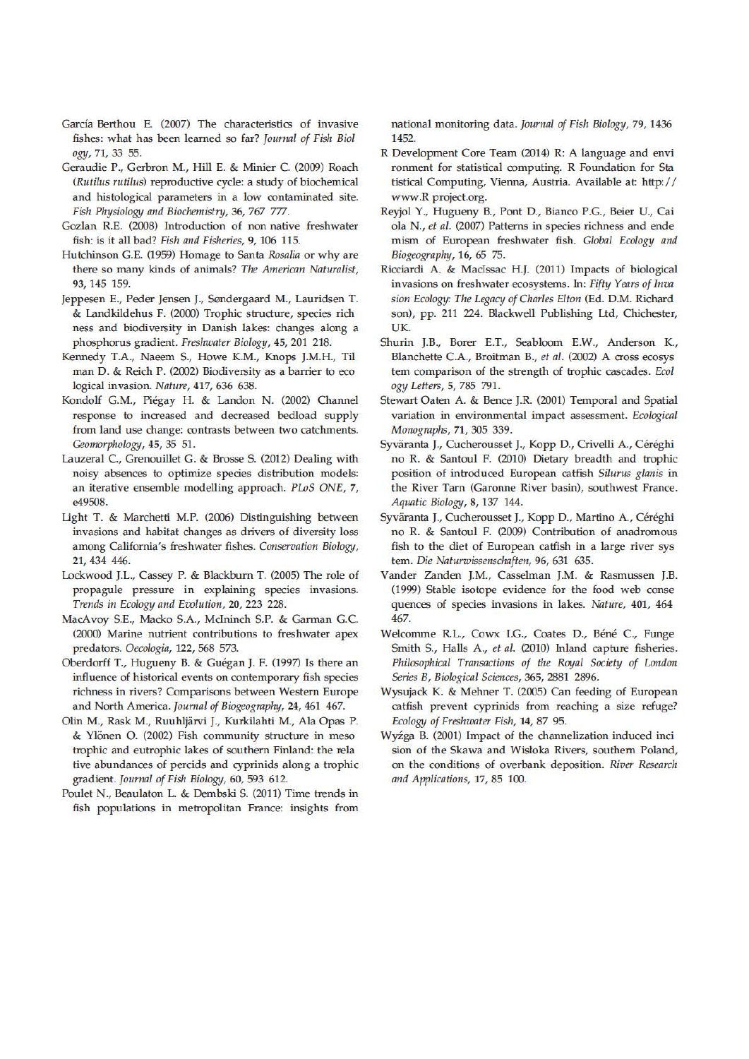García Berthou E. (2007) The characteristics of invasive fishes: what has been learned so far? *Journal of Fish Biol ogy*, 71, 33 55.

Geraudie P., Gerbron M., Hill E. & Minier C. (2009) Roach (*Rutilus rutilus*) reproductive cycle: a study of biochemical and histological parameters in a low contaminated site. *Fish Physiology and Biochemistry*, 36, 767 777.

Gozlan R.E. (2008) Introduction of non native freshwater fish: is it all bad? *Fish and Fisheries*, 9, 106 115.

Hutchinson G.E. (1959) Homage to Santa *Rosalia* or why are there so many kinds of animals? *The American Naturalist*, **93**, 145 159.

Jeppesen E., Peder Jensen J., Søndergaard M., Lauridsen T. & Landkildehus F. (2000) Trophic structure, species rich ness and biodiversity in Danish lakes: changes along a phosphorus gradient. *Freshwater Biology*, **45**, 201 218.

Kennedy T.A., Naeem S., Howe K.M., Knops J.M.H., Til man D. & Reich P. (2002) Biodiversity as a barrier to eco logical invasion. *Nature*, 417, 636 638.

Kondolf G.M., Piégay H. & Landon N. (2002) Channel response to increased and decreased bedload supply from land use change: contrasts between two catchments. *Geomorphology*, **45**, 35 51.

Lauzeral C., Grenouillet G. & Brosse S. (2012) Dealing with noisy absences to optimize species distribution models: an iterative ensemble modelling approach. *PLoS ONE*, **7**, e49508.

Light T. & Marchetti M.P. (2006) Distinguishing between invasions and habitat changes as drivers of diversity loss among California's freshwater fishes. *Conservation Biology*, **21**, 434 446.

Lockwood J.L., Cassey P. & Blackburn T. (2005) The role of propagule pressure in explaining species invasions. *Trends in Ecology and Evolution*, **20**, 223 228.

MacAvoy S.E., Macko S.A., McIninch S.P. & Garman G.C. (2000) Marine nutrient contributions to freshwater apex predators. *Oecologia*, **122**, 568 573.

Oberdorff T., Hugueny B. & Guégan J. F. (1997) Is there an influence of historical events on contemporary fish species richness in rivers? Comparisons between Western Europe and North America. *Journal of Biogeography*, **24**, 461 467.

Olin M., Rask M., Ruuhljärvi J., Kurkilahti M., Ala Opas P. & Ylönen O. (2002) Fish community structure in meso trophic and eutrophic lakes of southern Finland: the rela tive abundances of percids and cyprinids along a trophic gradient. *Journal of Fish Biology*, 60, 593 612.

Poulet N., Beaulaton L. & Dembski S. (2011) Time trends in fish populations in metropolitan France: insights from national monitoring data. *Journal of Fish Biology*, **79**, 1436 1452.

R Development Core Team (2014) R: A language and envi ronment for statistical computing. R Foundation for Sta tistical Computing, Vienna, Austria. Available at: http:// www.R project.org.

Reyjol Y., Hugueny B., Pont D., Bianco P.G., Beier U., Cai ola N., *et al.* (2007) Patterns in species richness and ende mism of European freshwater fish. *Global Ecology and Biogeography*, **16**, 65 75.

Ricciardi A. & MacIssac H.J. (2011) Impacts of biological invasions on freshwater ecosystems. In: *Fifty Years of Inva sion Ecology: The Legacy of Charles Elton* (Ed. D.M. Richard son), pp. 211 224. Blackwell Publishing Ltd, Chichester, UK.

Shurin J.B., Borer E.T., Seabloom E.W., Anderson K., Blanchette C.A., Broitman B., *et al.* (2002) A cross ecosys tem comparison of the strength of trophic cascades. *Ecol ogy Letters*, **5**, 785 791.

Stewart Oaten A. & Bence J.R. (2001) Temporal and Spatial variation in environmental impact assessment. *Ecological Monographs*, **71**, 305 339.

Syväranta J., Cucherousset J., Kopp D., Crivelli A., Céréghi no R. & Santoul F. (2010) Dietary breadth and trophic position of introduced European catfish *Silurus glanis* in the River Tarn (Garonne River basin), southwest France. *Aquatic Biology*, **8**, 137 144.

Syväranta J., Cucherousset J., Kopp D., Martino A., Céréghi no R. & Santoul F. (2009) Contribution of anadromous fish to the diet of European catfish in a large river sys tem. *Die Naturwissenschaften*, 96, 631 635.

Vander Zanden J.M., Casselman J.M. & Rasmussen J.B. (1999) Stable isotope evidence for the food web conse quences of species invasions in lakes. *Nature*, **401**, 464 467.

Welcomme R.L., Cowx I.G., Coates D., Béné C., Funge Smith S., Halls A., *et al.* (2010) Inland capture fisheries. *Philosophical Transactions of the Royal Society of London Series B, Biological Sciences*, **365**, 2881 2896.

Wysujack K. & Mehner T. (2005) Can feeding of European catfish prevent cyprinids from reaching a size refuge? *Ecology of Freshwater Fish*, **14**, 87 95.

Wyżga B. (2001) Impact of the channelization induced inci sion of the Skawa and Wisłoka Rivers, southern Poland, on the conditions of overbank deposition. *River Research and Applications*, 17, 85 100.